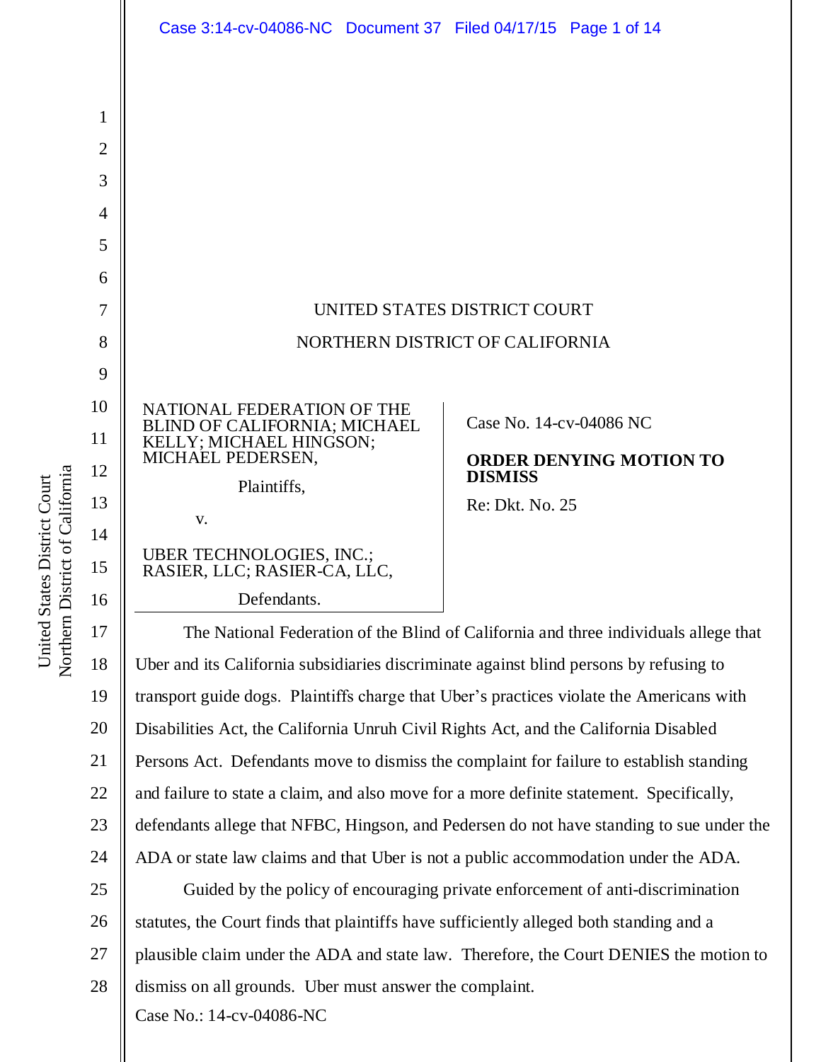UNITED STATES DISTRICT COURT

NORTHERN DISTRICT OF CALIFORNIA

| | |
|---|---|
| NATIONAL FEDERATION OF THE BLIND OF CALIFORNIA; MICHAEL KELLY; MICHAEL HINGSON; MICHAEL PEDERSEN,<br><br>Plaintiffs,<br><br>v.<br><br>UBER TECHNOLOGIES, INC.; RASIER, LLC; RASIER-CA, LLC,<br><br>Defendants. | Case No. 14-cv-04086 NC<br><br>**ORDER DENYING MOTION TO DISMISS**<br><br>Re: Dkt. No. 25 |

The National Federation of the Blind of California and three individuals allege that Uber and its California subsidiaries discriminate against blind persons by refusing to transport guide dogs. Plaintiffs charge that Uber's practices violate the Americans with Disabilities Act, the California Unruh Civil Rights Act, and the California Disabled Persons Act. Defendants move to dismiss the complaint for failure to establish standing and failure to state a claim, and also move for a more definite statement. Specifically, defendants allege that NFBC, Hingson, and Pedersen do not have standing to sue under the ADA or state law claims and that Uber is not a public accommodation under the ADA.

Guided by the policy of encouraging private enforcement of anti-discrimination statutes, the Court finds that plaintiffs have sufficiently alleged both standing and a plausible claim under the ADA and state law. Therefore, the Court DENIES the motion to dismiss on all grounds. Uber must answer the complaint.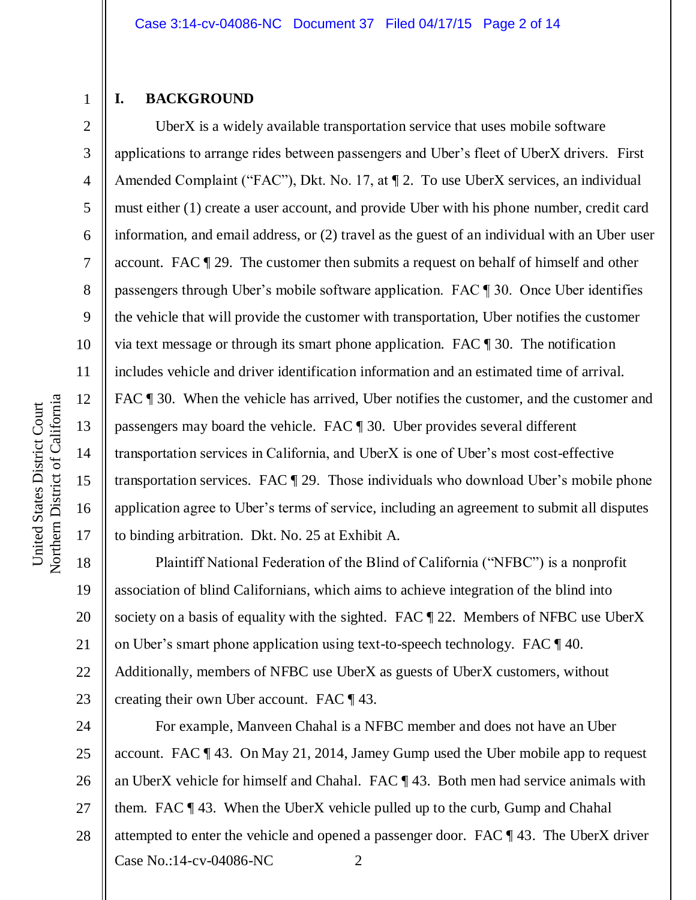## I. BACKGROUND

UberX is a widely available transportation service that uses mobile software applications to arrange rides between passengers and Uber's fleet of UberX drivers. First Amended Complaint ("FAC"), Dkt. No. 17, at ¶ 2. To use UberX services, an individual must either (1) create a user account, and provide Uber with his phone number, credit card information, and email address, or (2) travel as the guest of an individual with an Uber user account. FAC ¶ 29. The customer then submits a request on behalf of himself and other passengers through Uber's mobile software application. FAC ¶ 30. Once Uber identifies the vehicle that will provide the customer with transportation, Uber notifies the customer via text message or through its smart phone application. FAC ¶ 30. The notification includes vehicle and driver identification information and an estimated time of arrival. FAC ¶ 30. When the vehicle has arrived, Uber notifies the customer, and the customer and passengers may board the vehicle. FAC ¶ 30. Uber provides several different transportation services in California, and UberX is one of Uber's most cost-effective transportation services. FAC ¶ 29. Those individuals who download Uber's mobile phone application agree to Uber's terms of service, including an agreement to submit all disputes to binding arbitration. Dkt. No. 25 at Exhibit A.

Plaintiff National Federation of the Blind of California ("NFBC") is a nonprofit association of blind Californians, which aims to achieve integration of the blind into society on a basis of equality with the sighted. FAC ¶ 22. Members of NFBC use UberX on Uber's smart phone application using text-to-speech technology. FAC ¶ 40. Additionally, members of NFBC use UberX as guests of UberX customers, without creating their own Uber account. FAC ¶ 43.

For example, Manveen Chahal is a NFBC member and does not have an Uber account. FAC ¶ 43. On May 21, 2014, Jamey Gump used the Uber mobile app to request an UberX vehicle for himself and Chahal. FAC ¶ 43. Both men had service animals with them. FAC ¶ 43. When the UberX vehicle pulled up to the curb, Gump and Chahal attempted to enter the vehicle and opened a passenger door. FAC ¶ 43. The UberX driver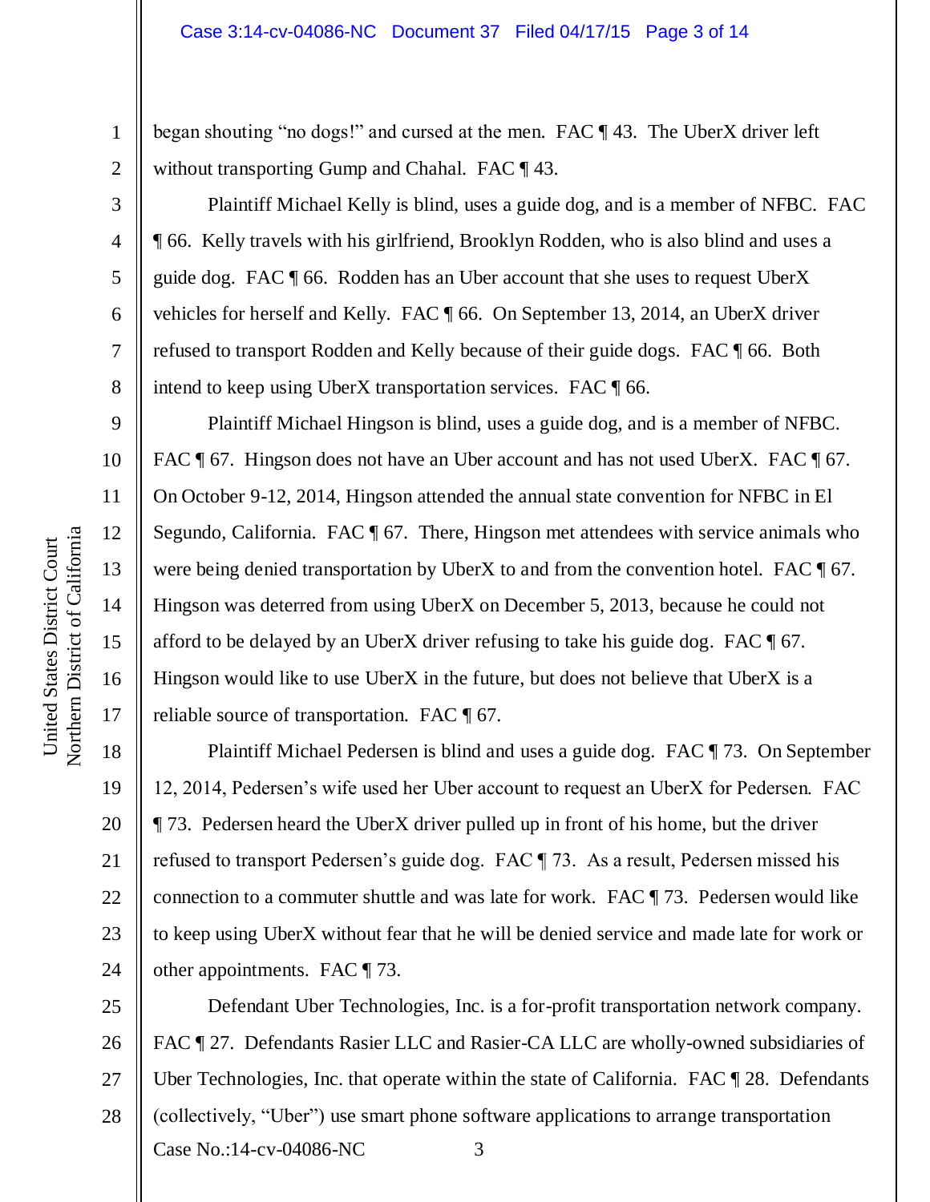began shouting "no dogs!" and cursed at the men. FAC ¶ 43. The UberX driver left without transporting Gump and Chahal. FAC ¶ 43.

Plaintiff Michael Kelly is blind, uses a guide dog, and is a member of NFBC. FAC ¶ 66. Kelly travels with his girlfriend, Brooklyn Rodden, who is also blind and uses a guide dog. FAC ¶ 66. Rodden has an Uber account that she uses to request UberX vehicles for herself and Kelly. FAC ¶ 66. On September 13, 2014, an UberX driver refused to transport Rodden and Kelly because of their guide dogs. FAC ¶ 66. Both intend to keep using UberX transportation services. FAC ¶ 66.

Plaintiff Michael Hingson is blind, uses a guide dog, and is a member of NFBC. FAC ¶ 67. Hingson does not have an Uber account and has not used UberX. FAC ¶ 67. On October 9-12, 2014, Hingson attended the annual state convention for NFBC in El Segundo, California. FAC ¶ 67. There, Hingson met attendees with service animals who were being denied transportation by UberX to and from the convention hotel. FAC ¶ 67. Hingson was deterred from using UberX on December 5, 2013, because he could not afford to be delayed by an UberX driver refusing to take his guide dog. FAC ¶ 67. Hingson would like to use UberX in the future, but does not believe that UberX is a reliable source of transportation. FAC ¶ 67.

Plaintiff Michael Pedersen is blind and uses a guide dog. FAC ¶ 73. On September 12, 2014, Pedersen's wife used her Uber account to request an UberX for Pedersen. FAC ¶ 73. Pedersen heard the UberX driver pulled up in front of his home, but the driver refused to transport Pedersen's guide dog. FAC ¶ 73. As a result, Pedersen missed his connection to a commuter shuttle and was late for work. FAC ¶ 73. Pedersen would like to keep using UberX without fear that he will be denied service and made late for work or other appointments. FAC ¶ 73.

Defendant Uber Technologies, Inc. is a for-profit transportation network company. FAC ¶ 27. Defendants Rasier LLC and Rasier-CA LLC are wholly-owned subsidiaries of Uber Technologies, Inc. that operate within the state of California. FAC ¶ 28. Defendants (collectively, "Uber") use smart phone software applications to arrange transportation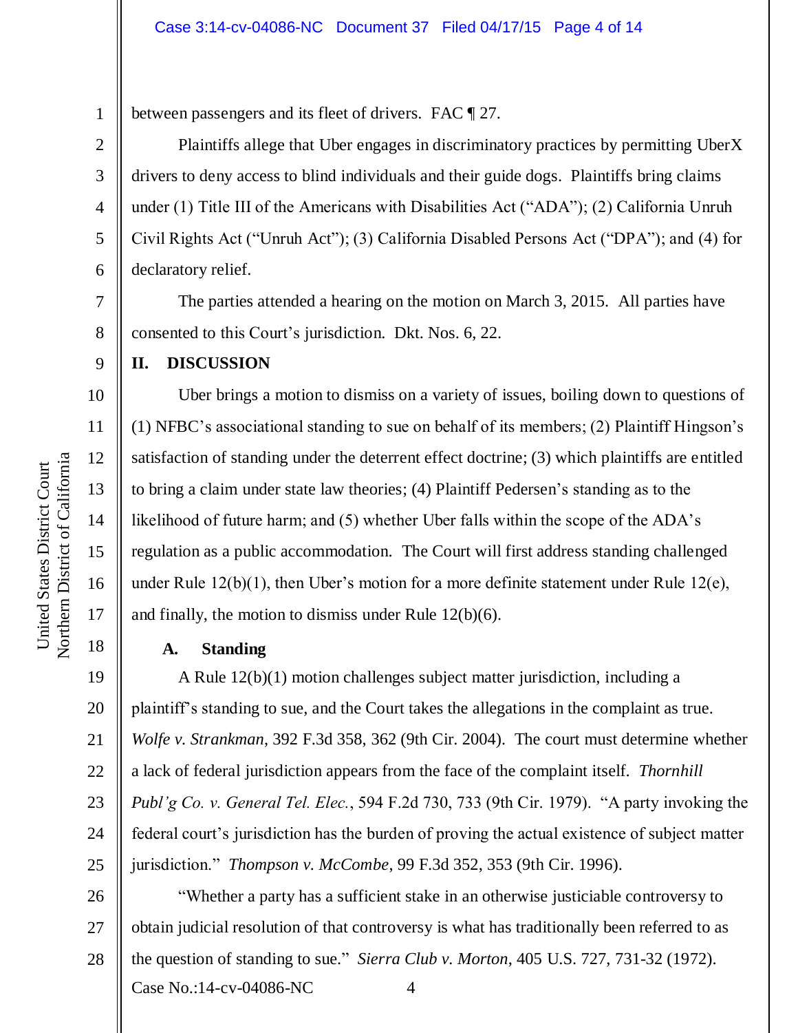between passengers and its fleet of drivers. FAC ¶ 27.

Plaintiffs allege that Uber engages in discriminatory practices by permitting UberX drivers to deny access to blind individuals and their guide dogs. Plaintiffs bring claims under (1) Title III of the Americans with Disabilities Act ("ADA"); (2) California Unruh Civil Rights Act ("Unruh Act"); (3) California Disabled Persons Act ("DPA"); and (4) for declaratory relief.

The parties attended a hearing on the motion on March 3, 2015. All parties have consented to this Court's jurisdiction. Dkt. Nos. 6, 22.

## II. DISCUSSION

Uber brings a motion to dismiss on a variety of issues, boiling down to questions of (1) NFBC's associational standing to sue on behalf of its members; (2) Plaintiff Hingson's satisfaction of standing under the deterrent effect doctrine; (3) which plaintiffs are entitled to bring a claim under state law theories; (4) Plaintiff Pedersen's standing as to the likelihood of future harm; and (5) whether Uber falls within the scope of the ADA's regulation as a public accommodation. The Court will first address standing challenged under Rule 12(b)(1), then Uber's motion for a more definite statement under Rule 12(e), and finally, the motion to dismiss under Rule 12(b)(6).

### A. Standing

A Rule 12(b)(1) motion challenges subject matter jurisdiction, including a plaintiff's standing to sue, and the Court takes the allegations in the complaint as true. *Wolfe v. Strankman*, 392 F.3d 358, 362 (9th Cir. 2004). The court must determine whether a lack of federal jurisdiction appears from the face of the complaint itself. *Thornhill Publ'g Co. v. General Tel. Elec.*, 594 F.2d 730, 733 (9th Cir. 1979). "A party invoking the federal court's jurisdiction has the burden of proving the actual existence of subject matter jurisdiction." *Thompson v. McCombe*, 99 F.3d 352, 353 (9th Cir. 1996).

"Whether a party has a sufficient stake in an otherwise justiciable controversy to obtain judicial resolution of that controversy is what has traditionally been referred to as the question of standing to sue." *Sierra Club v. Morton*, 405 U.S. 727, 731-32 (1972).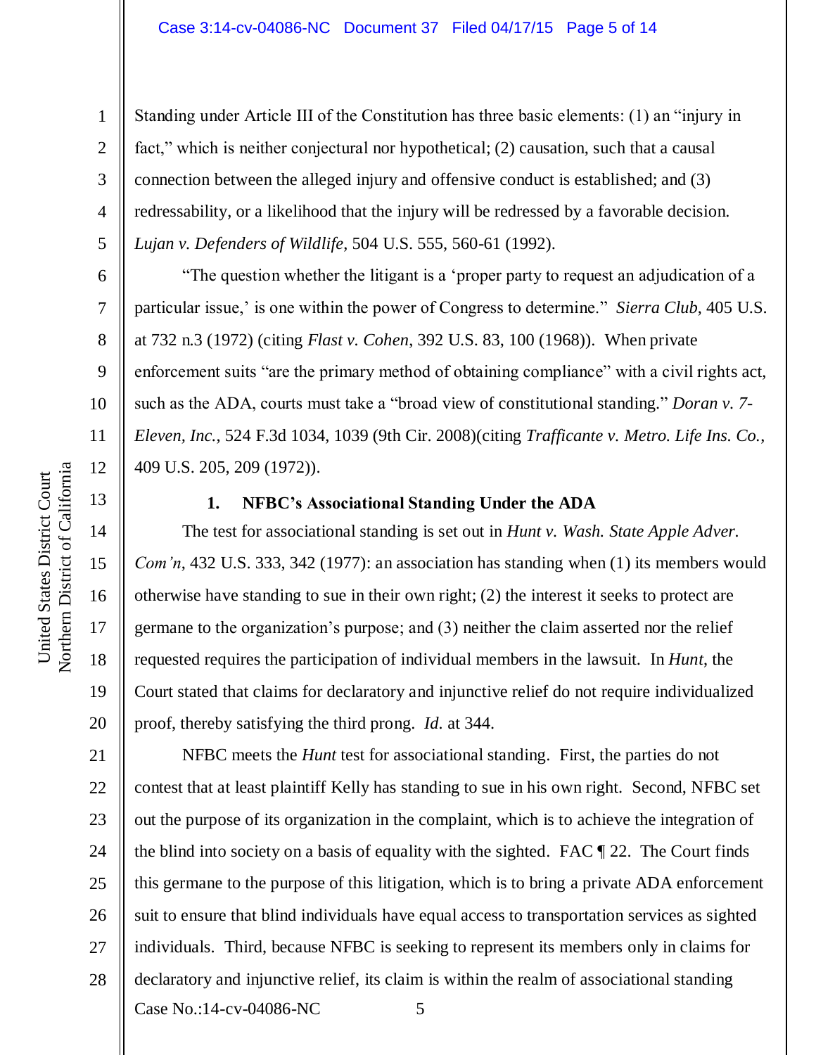Standing under Article III of the Constitution has three basic elements: (1) an "injury in fact," which is neither conjectural nor hypothetical; (2) causation, such that a causal connection between the alleged injury and offensive conduct is established; and (3) redressability, or a likelihood that the injury will be redressed by a favorable decision. *Lujan v. Defenders of Wildlife*, 504 U.S. 555, 560-61 (1992).

"The question whether the litigant is a 'proper party to request an adjudication of a particular issue,' is one within the power of Congress to determine." *Sierra Club*, 405 U.S. at 732 n.3 (1972) (citing *Flast v. Cohen*, 392 U.S. 83, 100 (1968)). When private enforcement suits "are the primary method of obtaining compliance" with a civil rights act, such as the ADA, courts must take a "broad view of constitutional standing." *Doran v. 7-Eleven, Inc.*, 524 F.3d 1034, 1039 (9th Cir. 2008)(citing *Trafficante v. Metro. Life Ins. Co.*, 409 U.S. 205, 209 (1972)).

### 1. NFBC's Associational Standing Under the ADA

The test for associational standing is set out in *Hunt v. Wash. State Apple Adver. Com'n*, 432 U.S. 333, 342 (1977): an association has standing when (1) its members would otherwise have standing to sue in their own right; (2) the interest it seeks to protect are germane to the organization's purpose; and (3) neither the claim asserted nor the relief requested requires the participation of individual members in the lawsuit. In *Hunt*, the Court stated that claims for declaratory and injunctive relief do not require individualized proof, thereby satisfying the third prong. *Id.* at 344.

NFBC meets the *Hunt* test for associational standing. First, the parties do not contest that at least plaintiff Kelly has standing to sue in his own right. Second, NFBC set out the purpose of its organization in the complaint, which is to achieve the integration of the blind into society on a basis of equality with the sighted. FAC ¶ 22. The Court finds this germane to the purpose of this litigation, which is to bring a private ADA enforcement suit to ensure that blind individuals have equal access to transportation services as sighted individuals. Third, because NFBC is seeking to represent its members only in claims for declaratory and injunctive relief, its claim is within the realm of associational standing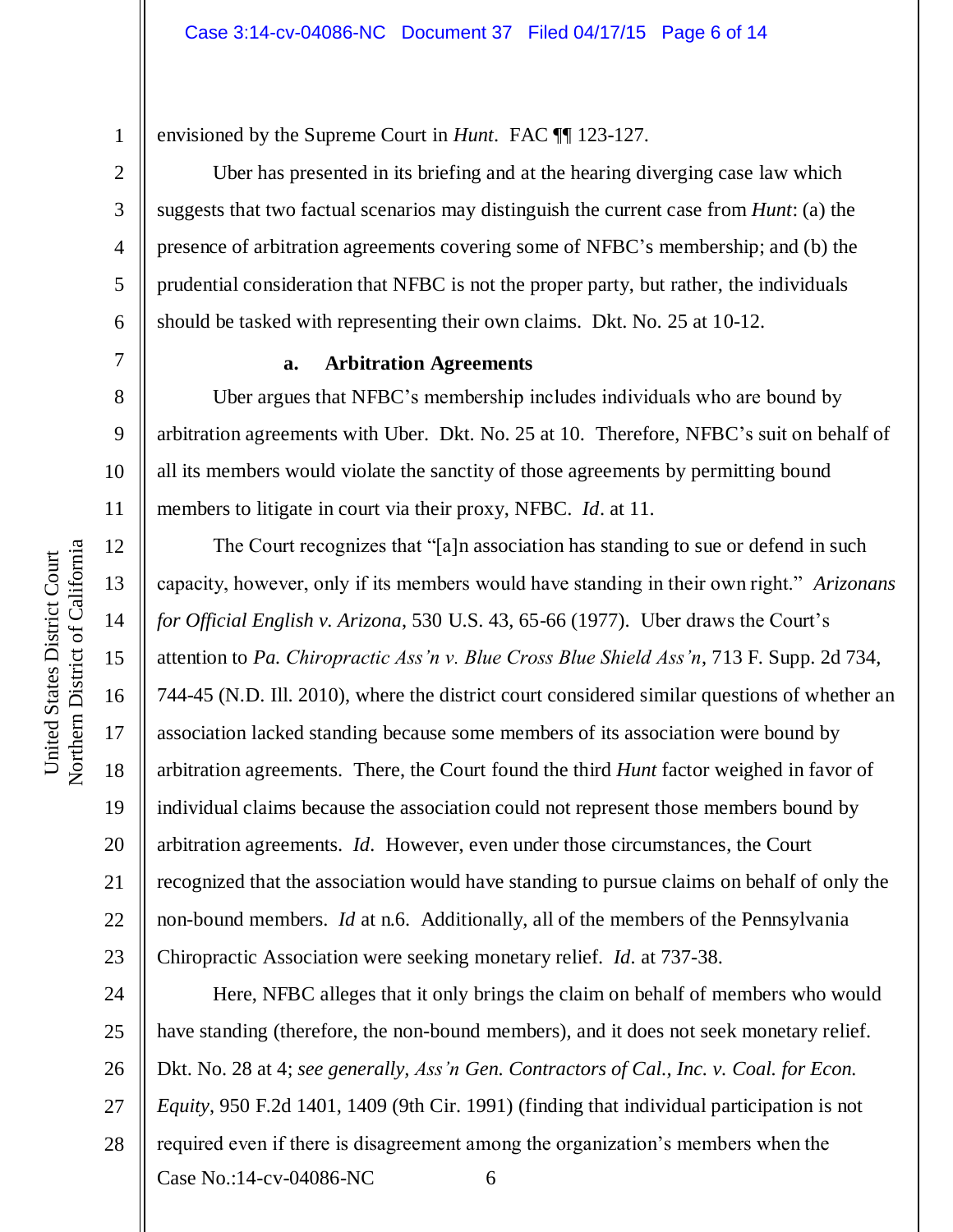envisioned by the Supreme Court in *Hunt*. FAC ¶¶ 123-127.

Uber has presented in its briefing and at the hearing diverging case law which suggests that two factual scenarios may distinguish the current case from *Hunt*: (a) the presence of arbitration agreements covering some of NFBC's membership; and (b) the prudential consideration that NFBC is not the proper party, but rather, the individuals should be tasked with representing their own claims. Dkt. No. 25 at 10-12.

**a. Arbitration Agreements**

Uber argues that NFBC's membership includes individuals who are bound by arbitration agreements with Uber. Dkt. No. 25 at 10. Therefore, NFBC's suit on behalf of all its members would violate the sanctity of those agreements by permitting bound members to litigate in court via their proxy, NFBC. *Id*. at 11.

The Court recognizes that "[a]n association has standing to sue or defend in such capacity, however, only if its members would have standing in their own right." *Arizonans for Official English v. Arizona*, 530 U.S. 43, 65-66 (1977). Uber draws the Court's attention to *Pa. Chiropractic Ass'n v. Blue Cross Blue Shield Ass'n*, 713 F. Supp. 2d 734, 744-45 (N.D. Ill. 2010), where the district court considered similar questions of whether an association lacked standing because some members of its association were bound by arbitration agreements. There, the Court found the third *Hunt* factor weighed in favor of individual claims because the association could not represent those members bound by arbitration agreements. *Id*. However, even under those circumstances, the Court recognized that the association would have standing to pursue claims on behalf of only the non-bound members. *Id* at n.6. Additionally, all of the members of the Pennsylvania Chiropractic Association were seeking monetary relief. *Id*. at 737-38.

Here, NFBC alleges that it only brings the claim on behalf of members who would have standing (therefore, the non-bound members), and it does not seek monetary relief. Dkt. No. 28 at 4; *see generally, Ass'n Gen. Contractors of Cal., Inc. v. Coal. for Econ. Equity*, 950 F.2d 1401, 1409 (9th Cir. 1991) (finding that individual participation is not required even if there is disagreement among the organization's members when the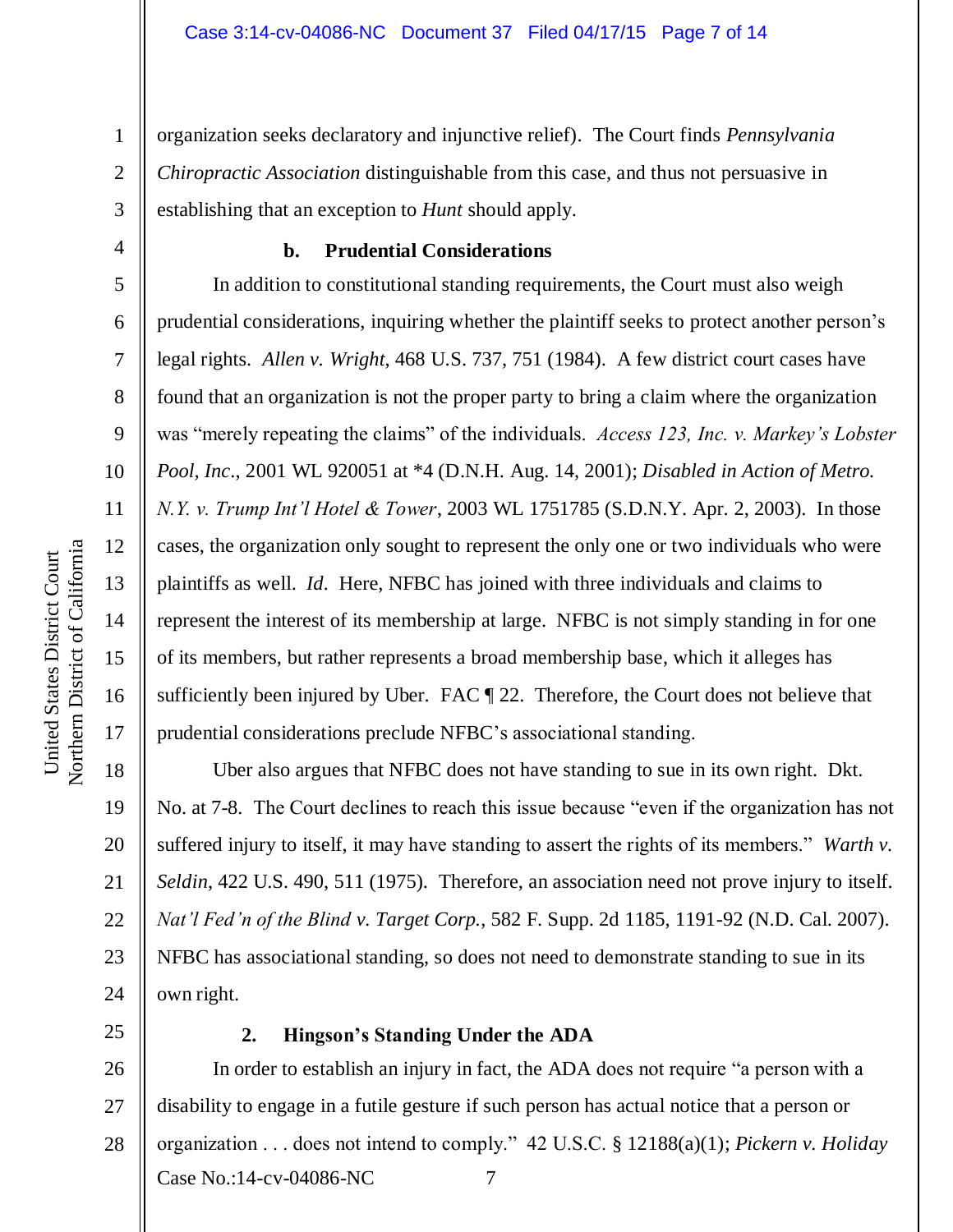organization seeks declaratory and injunctive relief). The Court finds *Pennsylvania Chiropractic Association* distinguishable from this case, and thus not persuasive in establishing that an exception to *Hunt* should apply.

**b. Prudential Considerations**

In addition to constitutional standing requirements, the Court must also weigh prudential considerations, inquiring whether the plaintiff seeks to protect another person's legal rights. *Allen v. Wright*, 468 U.S. 737, 751 (1984). A few district court cases have found that an organization is not the proper party to bring a claim where the organization was "merely repeating the claims" of the individuals. *Access 123, Inc. v. Markey's Lobster Pool, Inc*., 2001 WL 920051 at *4 (D.N.H. Aug. 14, 2001); *Disabled in Action of Metro. N.Y. v. Trump Int'l Hotel & Tower*, 2003 WL 1751785 (S.D.N.Y. Apr. 2, 2003). In those cases, the organization only sought to represent the only one or two individuals who were plaintiffs as well. *Id*. Here, NFBC has joined with three individuals and claims to represent the interest of its membership at large. NFBC is not simply standing in for one of its members, but rather represents a broad membership base, which it alleges has sufficiently been injured by Uber. FAC ¶ 22. Therefore, the Court does not believe that prudential considerations preclude NFBC's associational standing.

Uber also argues that NFBC does not have standing to sue in its own right. Dkt. No. at 7-8. The Court declines to reach this issue because "even if the organization has not suffered injury to itself, it may have standing to assert the rights of its members." *Warth v. Seldin*, 422 U.S. 490, 511 (1975). Therefore, an association need not prove injury to itself. *Nat'l Fed'n of the Blind v. Target Corp.*, 582 F. Supp. 2d 1185, 1191-92 (N.D. Cal. 2007). NFBC has associational standing, so does not need to demonstrate standing to sue in its own right.

**2. Hingson's Standing Under the ADA**

In order to establish an injury in fact, the ADA does not require "a person with a disability to engage in a futile gesture if such person has actual notice that a person or organization . . . does not intend to comply." 42 U.S.C. § 12188(a)(1); *Pickern v. Holiday*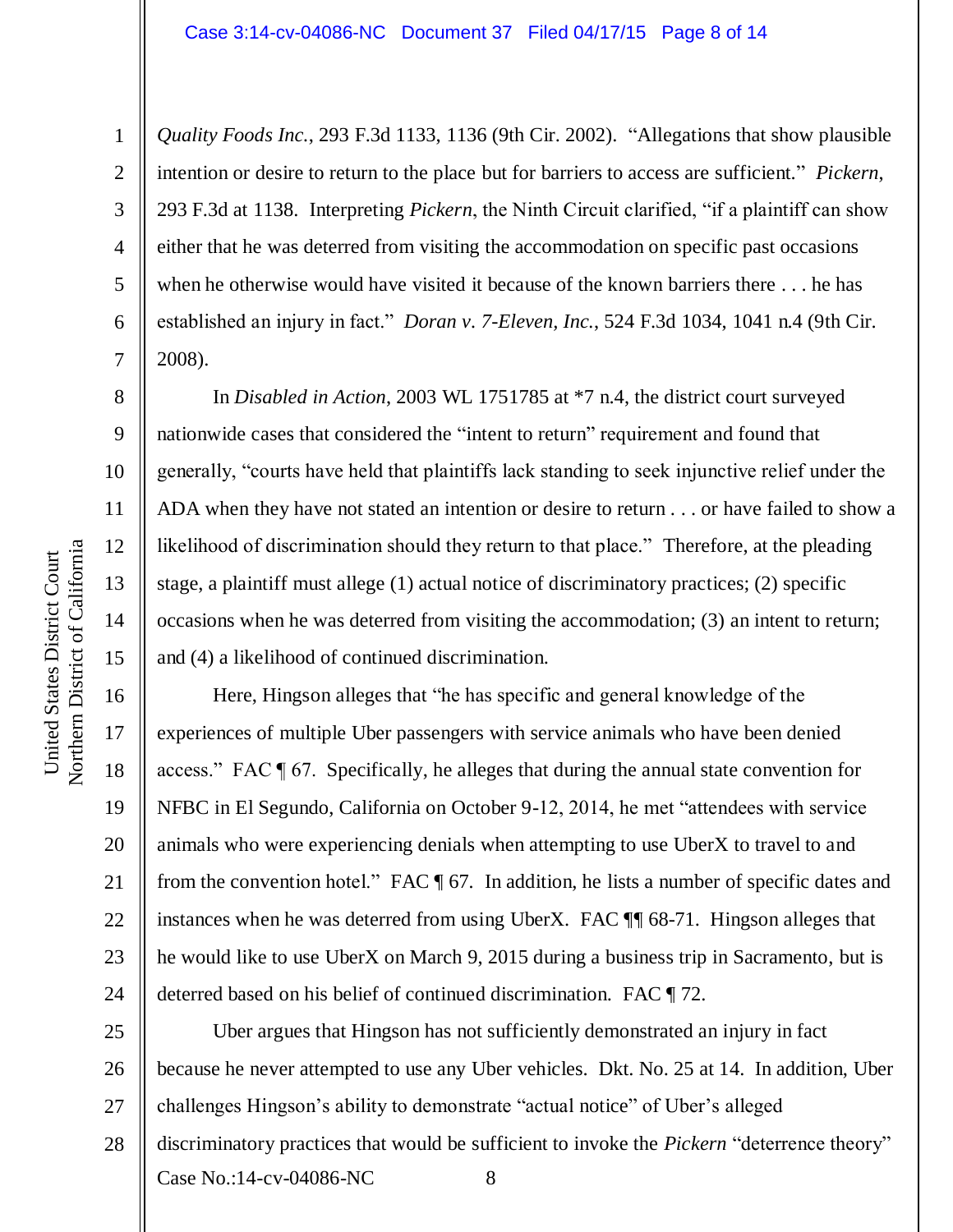*Quality Foods Inc.*, 293 F.3d 1133, 1136 (9th Cir. 2002). "Allegations that show plausible intention or desire to return to the place but for barriers to access are sufficient." *Pickern*, 293 F.3d at 1138. Interpreting *Pickern*, the Ninth Circuit clarified, "if a plaintiff can show either that he was deterred from visiting the accommodation on specific past occasions when he otherwise would have visited it because of the known barriers there . . . he has established an injury in fact." *Doran v. 7-Eleven, Inc.*, 524 F.3d 1034, 1041 n.4 (9th Cir. 2008).

In *Disabled in Action*, 2003 WL 1751785 at *7 n.4, the district court surveyed nationwide cases that considered the "intent to return" requirement and found that generally, "courts have held that plaintiffs lack standing to seek injunctive relief under the ADA when they have not stated an intention or desire to return . . . or have failed to show a likelihood of discrimination should they return to that place." Therefore, at the pleading stage, a plaintiff must allege (1) actual notice of discriminatory practices; (2) specific occasions when he was deterred from visiting the accommodation; (3) an intent to return; and (4) a likelihood of continued discrimination.

Here, Hingson alleges that "he has specific and general knowledge of the experiences of multiple Uber passengers with service animals who have been denied access." FAC ¶ 67. Specifically, he alleges that during the annual state convention for NFBC in El Segundo, California on October 9-12, 2014, he met "attendees with service animals who were experiencing denials when attempting to use UberX to travel to and from the convention hotel." FAC ¶ 67. In addition, he lists a number of specific dates and instances when he was deterred from using UberX. FAC ¶¶ 68-71. Hingson alleges that he would like to use UberX on March 9, 2015 during a business trip in Sacramento, but is deterred based on his belief of continued discrimination. FAC ¶ 72.

Uber argues that Hingson has not sufficiently demonstrated an injury in fact because he never attempted to use any Uber vehicles. Dkt. No. 25 at 14. In addition, Uber challenges Hingson's ability to demonstrate "actual notice" of Uber's alleged discriminatory practices that would be sufficient to invoke the *Pickern* "deterrence theory"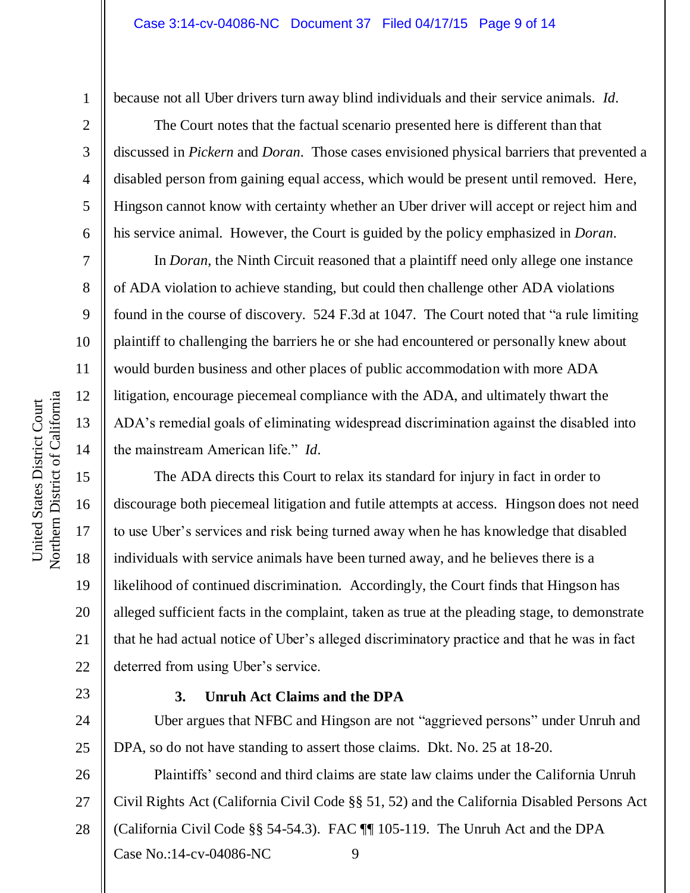because not all Uber drivers turn away blind individuals and their service animals. *Id*.

The Court notes that the factual scenario presented here is different than that discussed in *Pickern* and *Doran*. Those cases envisioned physical barriers that prevented a disabled person from gaining equal access, which would be present until removed. Here, Hingson cannot know with certainty whether an Uber driver will accept or reject him and his service animal. However, the Court is guided by the policy emphasized in *Doran*.

In *Doran*, the Ninth Circuit reasoned that a plaintiff need only allege one instance of ADA violation to achieve standing, but could then challenge other ADA violations found in the course of discovery. 524 F.3d at 1047. The Court noted that "a rule limiting plaintiff to challenging the barriers he or she had encountered or personally knew about would burden business and other places of public accommodation with more ADA litigation, encourage piecemeal compliance with the ADA, and ultimately thwart the ADA's remedial goals of eliminating widespread discrimination against the disabled into the mainstream American life." *Id*.

The ADA directs this Court to relax its standard for injury in fact in order to discourage both piecemeal litigation and futile attempts at access. Hingson does not need to use Uber's services and risk being turned away when he has knowledge that disabled individuals with service animals have been turned away, and he believes there is a likelihood of continued discrimination. Accordingly, the Court finds that Hingson has alleged sufficient facts in the complaint, taken as true at the pleading stage, to demonstrate that he had actual notice of Uber's alleged discriminatory practice and that he was in fact deterred from using Uber's service.

### 3. Unruh Act Claims and the DPA

Uber argues that NFBC and Hingson are not "aggrieved persons" under Unruh and DPA, so do not have standing to assert those claims. Dkt. No. 25 at 18-20.

Plaintiffs' second and third claims are state law claims under the California Unruh Civil Rights Act (California Civil Code §§ 51, 52) and the California Disabled Persons Act (California Civil Code §§ 54-54.3). FAC ¶¶ 105-119. The Unruh Act and the DPA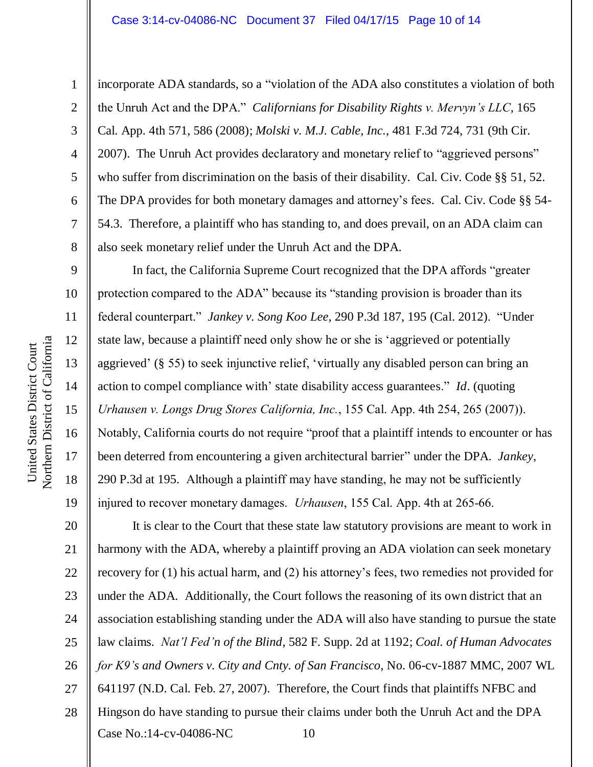incorporate ADA standards, so a "violation of the ADA also constitutes a violation of both the Unruh Act and the DPA." *Californians for Disability Rights v. Mervyn's LLC*, 165 Cal. App. 4th 571, 586 (2008); *Molski v. M.J. Cable, Inc.*, 481 F.3d 724, 731 (9th Cir. 2007). The Unruh Act provides declaratory and monetary relief to "aggrieved persons" who suffer from discrimination on the basis of their disability. Cal. Civ. Code §§ 51, 52. The DPA provides for both monetary damages and attorney's fees. Cal. Civ. Code §§ 54-54.3. Therefore, a plaintiff who has standing to, and does prevail, on an ADA claim can also seek monetary relief under the Unruh Act and the DPA.

In fact, the California Supreme Court recognized that the DPA affords "greater protection compared to the ADA" because its "standing provision is broader than its federal counterpart." *Jankey v. Song Koo Lee*, 290 P.3d 187, 195 (Cal. 2012). "Under state law, because a plaintiff need only show he or she is 'aggrieved or potentially aggrieved' (§ 55) to seek injunctive relief, 'virtually any disabled person can bring an action to compel compliance with' state disability access guarantees." *Id*. (quoting *Urhausen v. Longs Drug Stores California, Inc.*, 155 Cal. App. 4th 254, 265 (2007)). Notably, California courts do not require "proof that a plaintiff intends to encounter or has been deterred from encountering a given architectural barrier" under the DPA. *Jankey*, 290 P.3d at 195. Although a plaintiff may have standing, he may not be sufficiently injured to recover monetary damages. *Urhausen*, 155 Cal. App. 4th at 265-66.

It is clear to the Court that these state law statutory provisions are meant to work in harmony with the ADA, whereby a plaintiff proving an ADA violation can seek monetary recovery for (1) his actual harm, and (2) his attorney's fees, two remedies not provided for under the ADA. Additionally, the Court follows the reasoning of its own district that an association establishing standing under the ADA will also have standing to pursue the state law claims. *Nat'l Fed'n of the Blind*, 582 F. Supp. 2d at 1192; *Coal. of Human Advocates for K9's and Owners v. City and Cnty. of San Francisco*, No. 06-cv-1887 MMC, 2007 WL 641197 (N.D. Cal. Feb. 27, 2007). Therefore, the Court finds that plaintiffs NFBC and Hingson do have standing to pursue their claims under both the Unruh Act and the DPA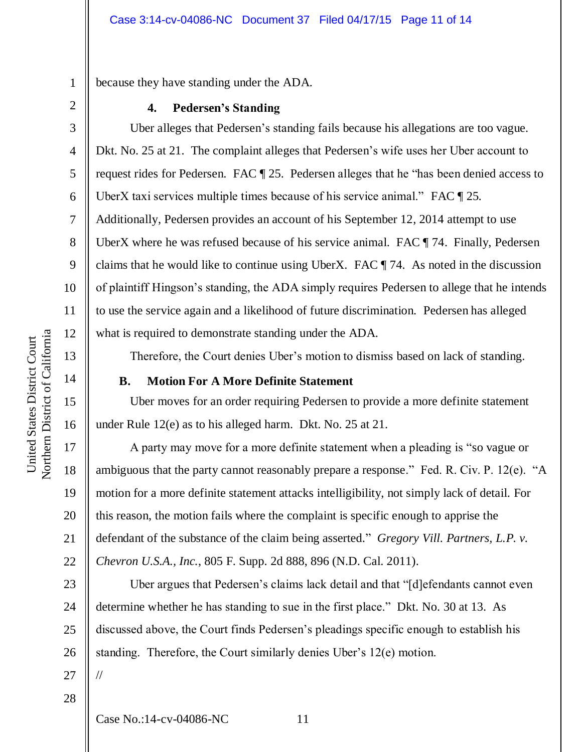because they have standing under the ADA.

### 4. Pedersen's Standing

Uber alleges that Pedersen's standing fails because his allegations are too vague. Dkt. No. 25 at 21. The complaint alleges that Pedersen's wife uses her Uber account to request rides for Pedersen. FAC ¶ 25. Pedersen alleges that he "has been denied access to UberX taxi services multiple times because of his service animal." FAC ¶ 25. Additionally, Pedersen provides an account of his September 12, 2014 attempt to use UberX where he was refused because of his service animal. FAC ¶ 74. Finally, Pedersen claims that he would like to continue using UberX. FAC ¶ 74. As noted in the discussion of plaintiff Hingson's standing, the ADA simply requires Pedersen to allege that he intends to use the service again and a likelihood of future discrimination. Pedersen has alleged what is required to demonstrate standing under the ADA.

Therefore, the Court denies Uber's motion to dismiss based on lack of standing.

## B. Motion For A More Definite Statement

Uber moves for an order requiring Pedersen to provide a more definite statement under Rule 12(e) as to his alleged harm. Dkt. No. 25 at 21.

A party may move for a more definite statement when a pleading is "so vague or ambiguous that the party cannot reasonably prepare a response." Fed. R. Civ. P. 12(e). "A motion for a more definite statement attacks intelligibility, not simply lack of detail. For this reason, the motion fails where the complaint is specific enough to apprise the defendant of the substance of the claim being asserted." *Gregory Vill. Partners, L.P. v. Chevron U.S.A., Inc.*, 805 F. Supp. 2d 888, 896 (N.D. Cal. 2011).

Uber argues that Pedersen's claims lack detail and that "[d]efendants cannot even determine whether he has standing to sue in the first place." Dkt. No. 30 at 13. As discussed above, the Court finds Pedersen's pleadings specific enough to establish his standing. Therefore, the Court similarly denies Uber's 12(e) motion.

//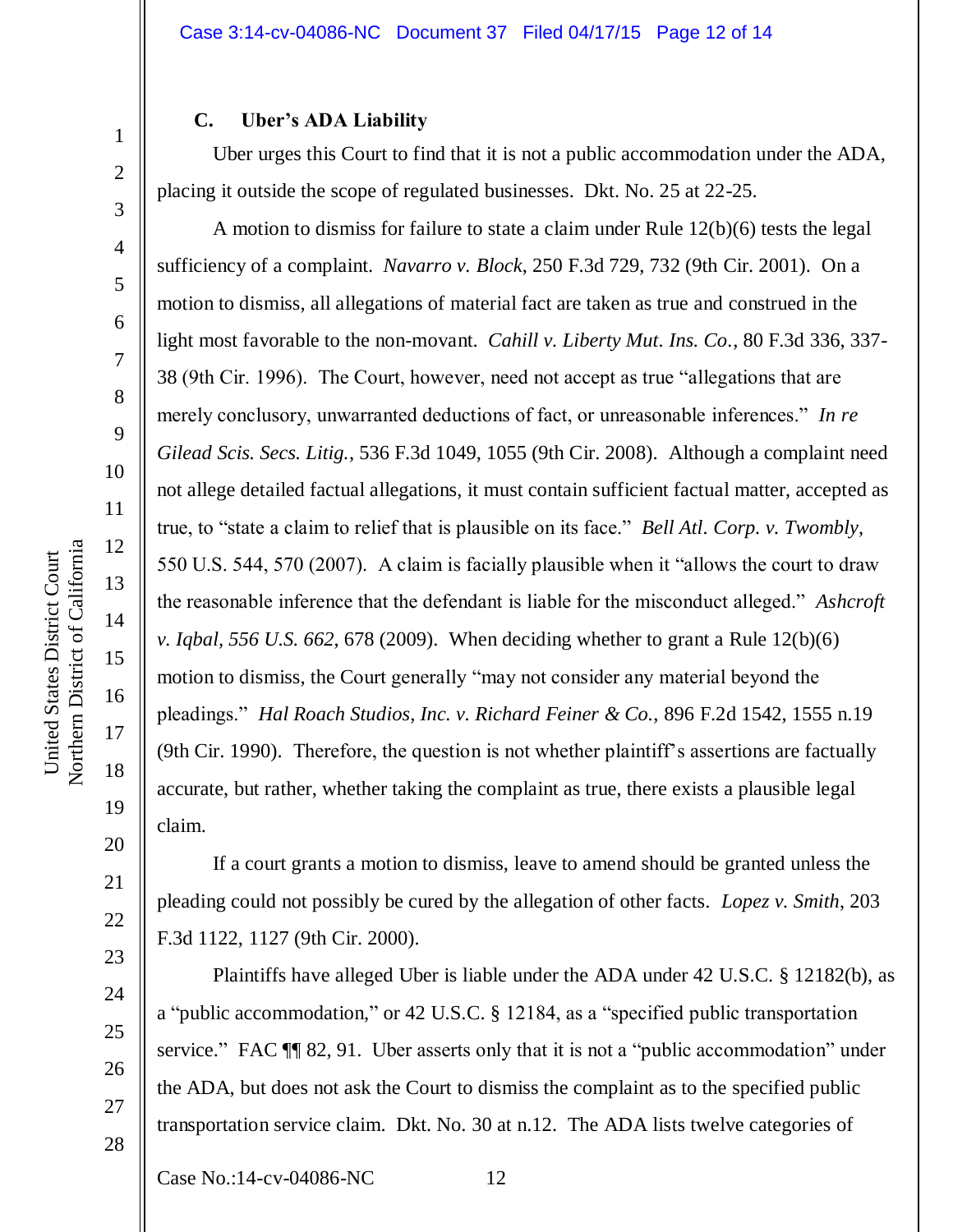### C. Uber's ADA Liability

Uber urges this Court to find that it is not a public accommodation under the ADA, placing it outside the scope of regulated businesses. Dkt. No. 25 at 22-25.

A motion to dismiss for failure to state a claim under Rule 12(b)(6) tests the legal sufficiency of a complaint. *Navarro v. Block*, 250 F.3d 729, 732 (9th Cir. 2001). On a motion to dismiss, all allegations of material fact are taken as true and construed in the light most favorable to the non-movant. *Cahill v. Liberty Mut. Ins. Co.*, 80 F.3d 336, 337-38 (9th Cir. 1996). The Court, however, need not accept as true "allegations that are merely conclusory, unwarranted deductions of fact, or unreasonable inferences." *In re Gilead Scis. Secs. Litig.*, 536 F.3d 1049, 1055 (9th Cir. 2008). Although a complaint need not allege detailed factual allegations, it must contain sufficient factual matter, accepted as true, to "state a claim to relief that is plausible on its face." *Bell Atl. Corp. v. Twombly*, 550 U.S. 544, 570 (2007). A claim is facially plausible when it "allows the court to draw the reasonable inference that the defendant is liable for the misconduct alleged." *Ashcroft v. Iqbal, 556 U.S. 662*, 678 (2009). When deciding whether to grant a Rule 12(b)(6) motion to dismiss, the Court generally "may not consider any material beyond the pleadings." *Hal Roach Studios, Inc. v. Richard Feiner & Co.*, 896 F.2d 1542, 1555 n.19 (9th Cir. 1990). Therefore, the question is not whether plaintiff's assertions are factually accurate, but rather, whether taking the complaint as true, there exists a plausible legal claim.

If a court grants a motion to dismiss, leave to amend should be granted unless the pleading could not possibly be cured by the allegation of other facts. *Lopez v. Smith*, 203 F.3d 1122, 1127 (9th Cir. 2000).

Plaintiffs have alleged Uber is liable under the ADA under 42 U.S.C. § 12182(b), as a "public accommodation," or 42 U.S.C. § 12184, as a "specified public transportation service." FAC ¶¶ 82, 91. Uber asserts only that it is not a "public accommodation" under the ADA, but does not ask the Court to dismiss the complaint as to the specified public transportation service claim. Dkt. No. 30 at n.12. The ADA lists twelve categories of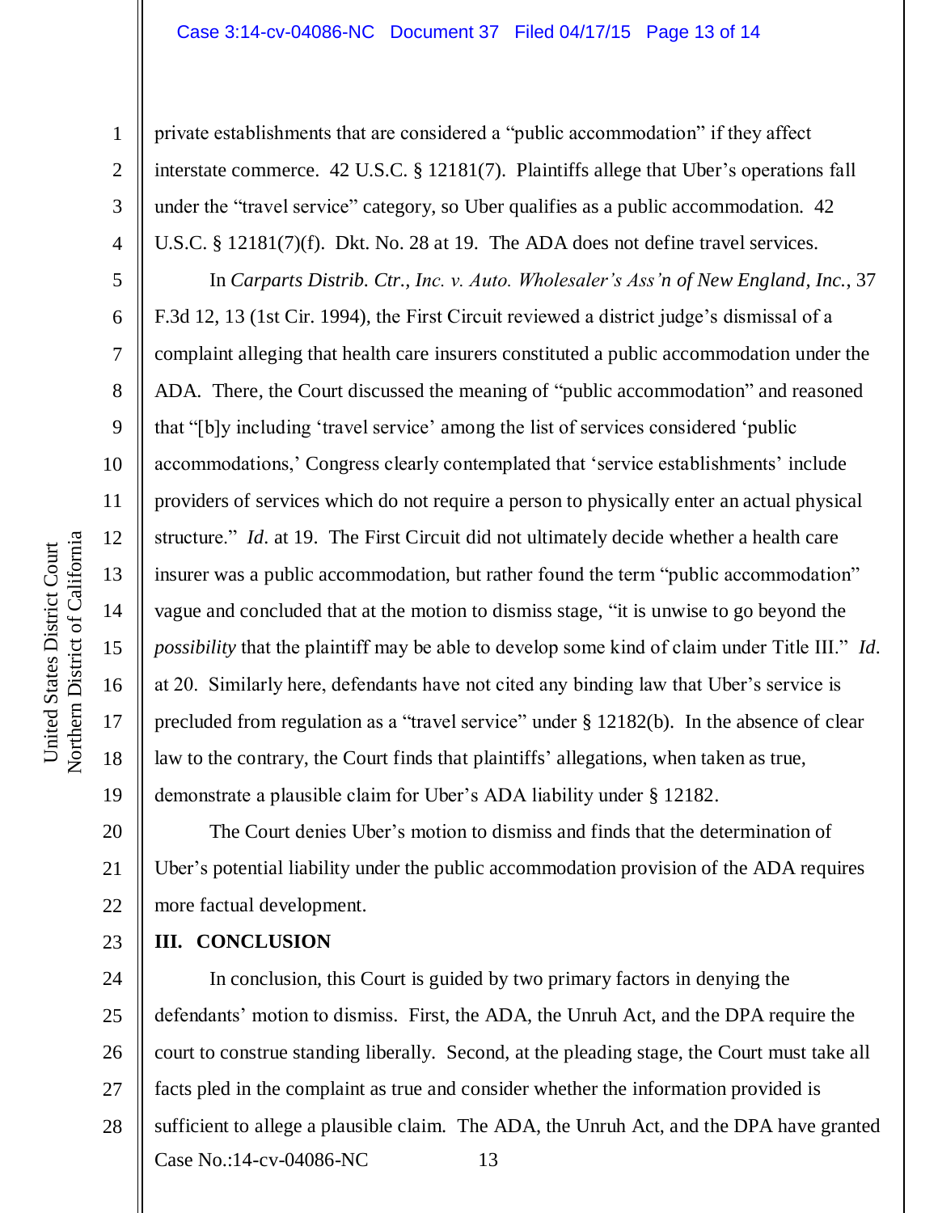private establishments that are considered a "public accommodation" if they affect interstate commerce. 42 U.S.C. § 12181(7). Plaintiffs allege that Uber's operations fall under the "travel service" category, so Uber qualifies as a public accommodation. 42 U.S.C. § 12181(7)(f). Dkt. No. 28 at 19. The ADA does not define travel services.

In *Carparts Distrib. Ctr., Inc. v. Auto. Wholesaler's Ass'n of New England, Inc.*, 37 F.3d 12, 13 (1st Cir. 1994), the First Circuit reviewed a district judge's dismissal of a complaint alleging that health care insurers constituted a public accommodation under the ADA. There, the Court discussed the meaning of "public accommodation" and reasoned that "[b]y including 'travel service' among the list of services considered 'public accommodations,' Congress clearly contemplated that 'service establishments' include providers of services which do not require a person to physically enter an actual physical structure." *Id.* at 19. The First Circuit did not ultimately decide whether a health care insurer was a public accommodation, but rather found the term "public accommodation" vague and concluded that at the motion to dismiss stage, "it is unwise to go beyond the *possibility* that the plaintiff may be able to develop some kind of claim under Title III." *Id.* at 20. Similarly here, defendants have not cited any binding law that Uber's service is precluded from regulation as a "travel service" under § 12182(b). In the absence of clear law to the contrary, the Court finds that plaintiffs' allegations, when taken as true, demonstrate a plausible claim for Uber's ADA liability under § 12182.

The Court denies Uber's motion to dismiss and finds that the determination of Uber's potential liability under the public accommodation provision of the ADA requires more factual development.

## III. CONCLUSION

In conclusion, this Court is guided by two primary factors in denying the defendants' motion to dismiss. First, the ADA, the Unruh Act, and the DPA require the court to construe standing liberally. Second, at the pleading stage, the Court must take all facts pled in the complaint as true and consider whether the information provided is sufficient to allege a plausible claim. The ADA, the Unruh Act, and the DPA have granted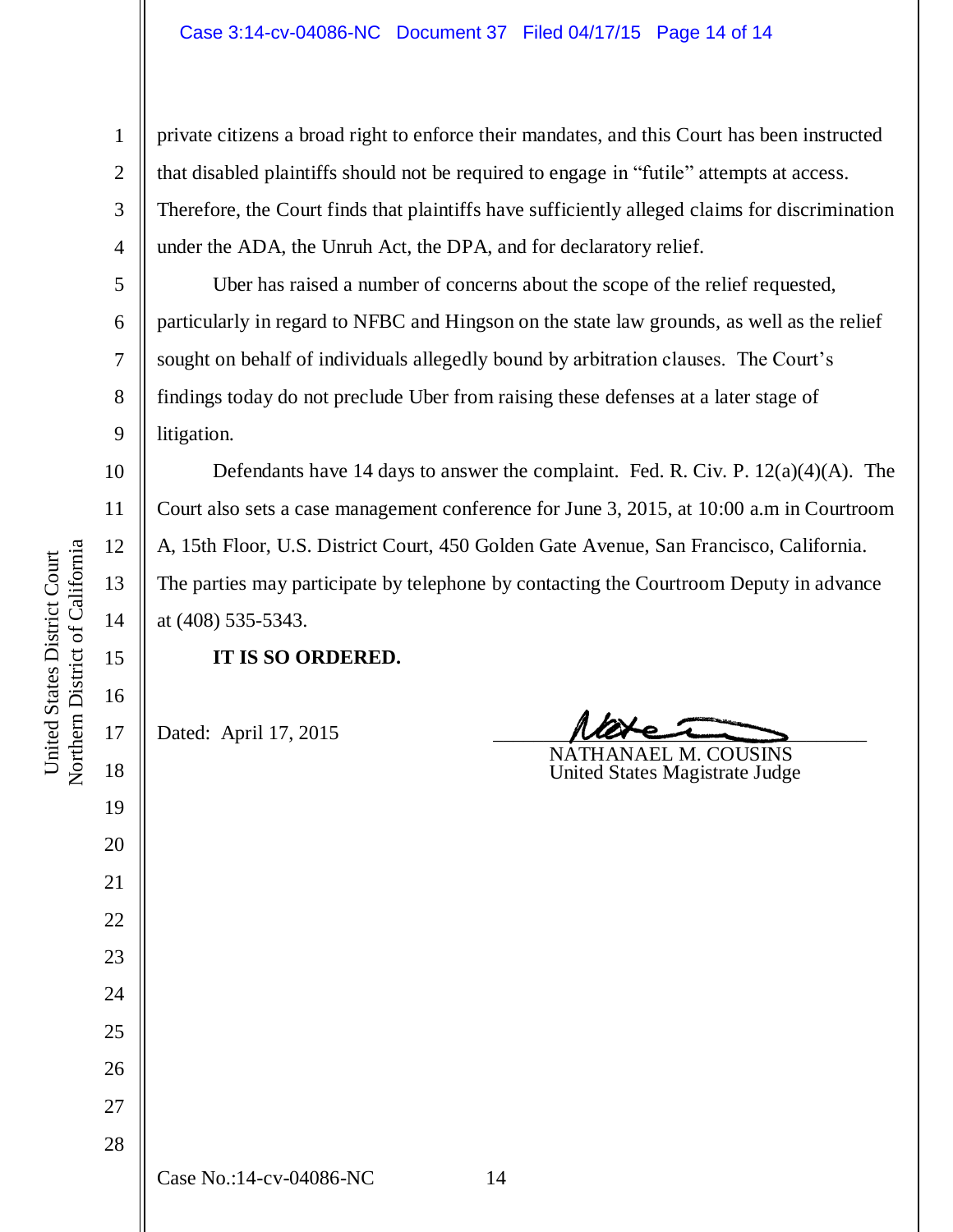private citizens a broad right to enforce their mandates, and this Court has been instructed that disabled plaintiffs should not be required to engage in "futile" attempts at access. Therefore, the Court finds that plaintiffs have sufficiently alleged claims for discrimination under the ADA, the Unruh Act, the DPA, and for declaratory relief.

Uber has raised a number of concerns about the scope of the relief requested, particularly in regard to NFBC and Hingson on the state law grounds, as well as the relief sought on behalf of individuals allegedly bound by arbitration clauses. The Court's findings today do not preclude Uber from raising these defenses at a later stage of litigation.

Defendants have 14 days to answer the complaint. Fed. R. Civ. P. 12(a)(4)(A). The Court also sets a case management conference for June 3, 2015, at 10:00 a.m in Courtroom A, 15th Floor, U.S. District Court, 450 Golden Gate Avenue, San Francisco, California. The parties may participate by telephone by contacting the Courtroom Deputy in advance at (408) 535-5343.

**IT IS SO ORDERED.**

Dated: April 17, 2015

NATHANAEL M. COUSINS
United States Magistrate Judge